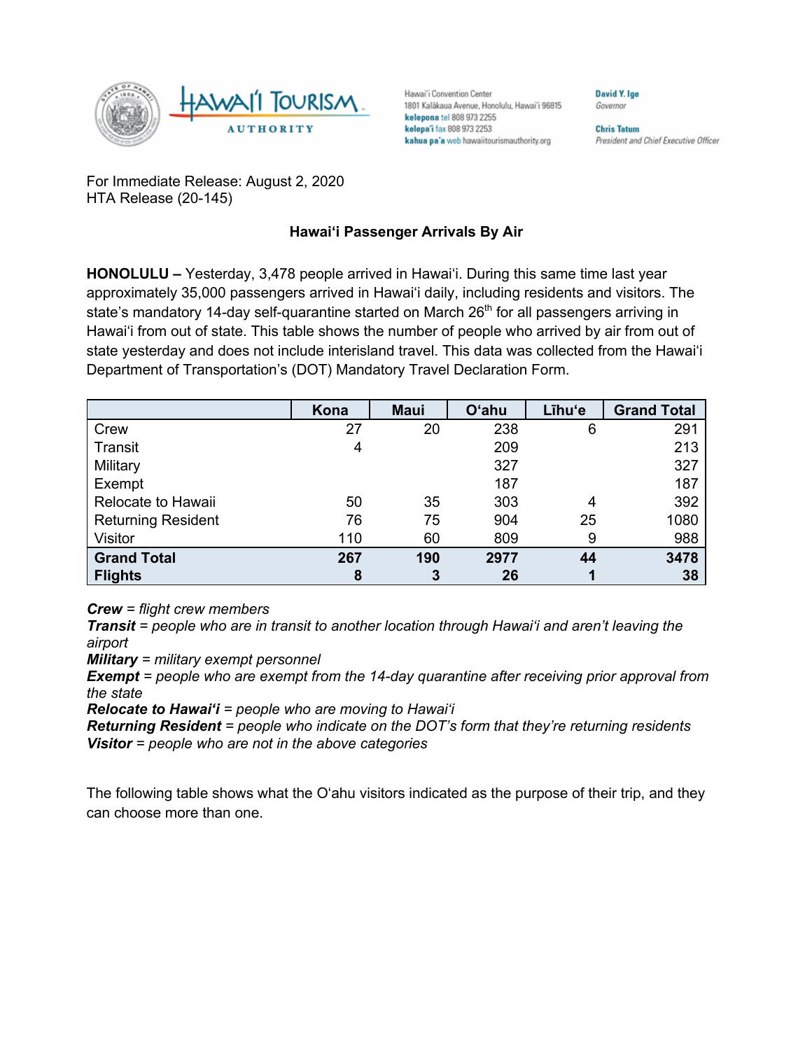Hawaiʻi Convention Center
1801 Kalākaua Avenue, Honolulu, Hawaiʻi 96815
**kelepona** tel 808 973 2255
**kelepaʻi** fax 808 973 2253
**kahua paʻa** web hawaiitourismauthority.org

**David Y. Ige**
*Governor*

**Chris Tatum**
*President and Chief Executive Officer*

For Immediate Release: August 2, 2020
HTA Release (20-145)

### Hawaiʻi Passenger Arrivals By Air

**HONOLULU –** Yesterday, 3,478 people arrived in Hawaiʻi. During this same time last year approximately 35,000 passengers arrived in Hawaiʻi daily, including residents and visitors. The state's mandatory 14-day self-quarantine started on March 26th for all passengers arriving in Hawaiʻi from out of state. This table shows the number of people who arrived by air from out of state yesterday and does not include interisland travel. This data was collected from the Hawaiʻi Department of Transportation's (DOT) Mandatory Travel Declaration Form.

| | Kona | Maui | Oʻahu | Līhuʻe | Grand Total |
|---|---|---|---|---|---|
| Crew | 27 | 20 | 238 | 6 | 291 |
| Transit | 4 | | 209 | | 213 |
| Military | | | 327 | | 327 |
| Exempt | | | 187 | | 187 |
| Relocate to Hawaii | 50 | 35 | 303 | 4 | 392 |
| Returning Resident | 76 | 75 | 904 | 25 | 1080 |
| Visitor | 110 | 60 | 809 | 9 | 988 |
| **Grand Total** | **267** | **190** | **2977** | **44** | **3478** |
| **Flights** | **8** | **3** | **26** | **1** | **38** |

***Crew*** *= flight crew members*
***Transit*** *= people who are in transit to another location through Hawaiʻi and aren't leaving the airport*
***Military*** *= military exempt personnel*
***Exempt*** *= people who are exempt from the 14-day quarantine after receiving prior approval from the state*
***Relocate to Hawaiʻi*** *= people who are moving to Hawaiʻi*
***Returning Resident*** *= people who indicate on the DOT's form that they're returning residents*
***Visitor*** *= people who are not in the above categories*

The following table shows what the Oʻahu visitors indicated as the purpose of their trip, and they can choose more than one.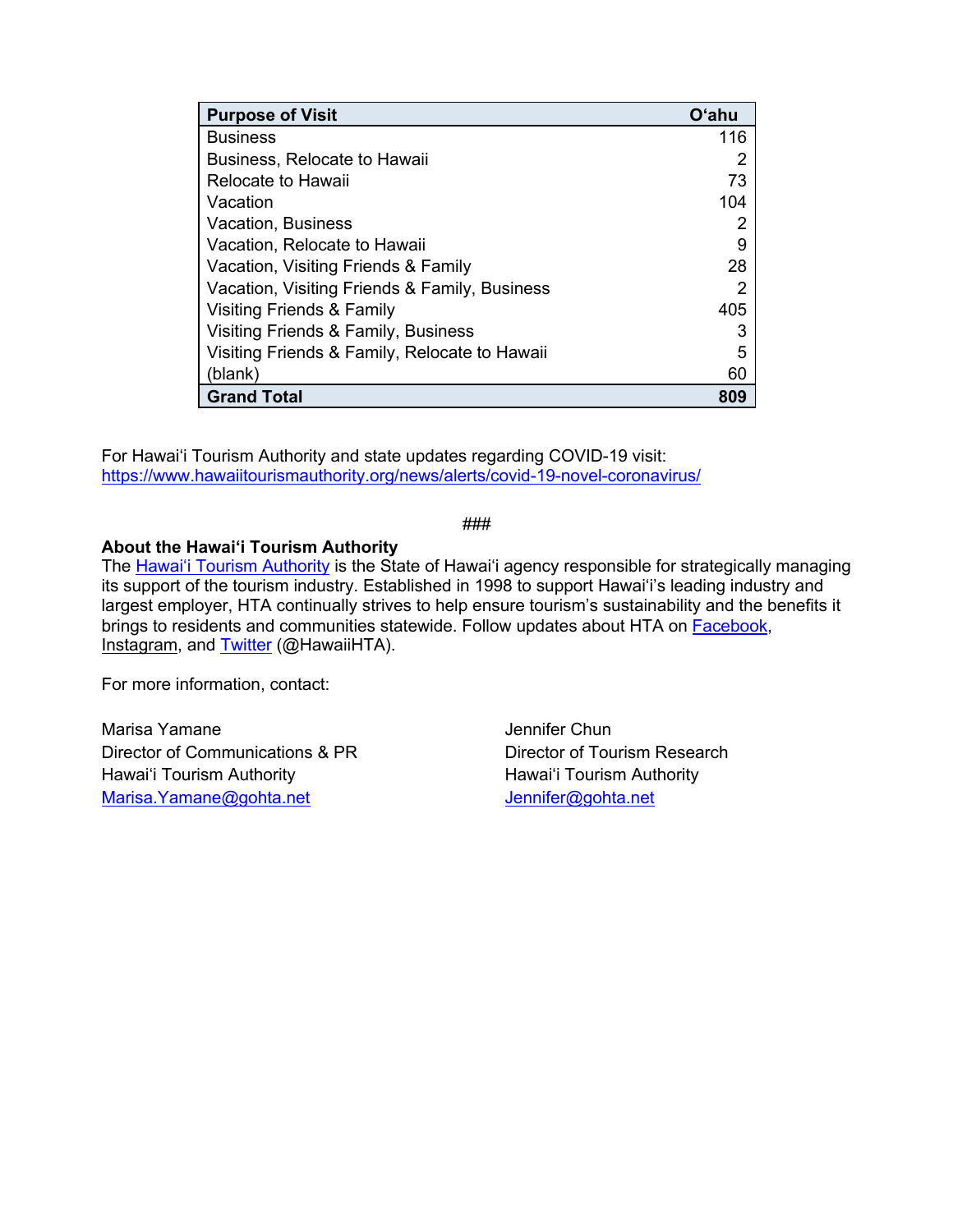| Purpose of Visit | O'ahu |
| --- | --- |
| Business | 116 |
| Business, Relocate to Hawaii | 2 |
| Relocate to Hawaii | 73 |
| Vacation | 104 |
| Vacation, Business | 2 |
| Vacation, Relocate to Hawaii | 9 |
| Vacation, Visiting Friends & Family | 28 |
| Vacation, Visiting Friends & Family, Business | 2 |
| Visiting Friends & Family | 405 |
| Visiting Friends & Family, Business | 3 |
| Visiting Friends & Family, Relocate to Hawaii | 5 |
| (blank) | 60 |
| **Grand Total** | **809** |

For Hawaiʻi Tourism Authority and state updates regarding COVID-19 visit: https://www.hawaiitourismauthority.org/news/alerts/covid-19-novel-coronavirus/

###

**About the Hawaiʻi Tourism Authority**

The Hawaiʻi Tourism Authority is the State of Hawaiʻi agency responsible for strategically managing its support of the tourism industry. Established in 1998 to support Hawaiʻi's leading industry and largest employer, HTA continually strives to help ensure tourism's sustainability and the benefits it brings to residents and communities statewide. Follow updates about HTA on Facebook, Instagram, and Twitter (@HawaiiHTA).

For more information, contact:

Marisa Yamane
Director of Communications & PR
Hawaiʻi Tourism Authority
Marisa.Yamane@gohta.net

Jennifer Chun
Director of Tourism Research
Hawaiʻi Tourism Authority
Jennifer@gohta.net